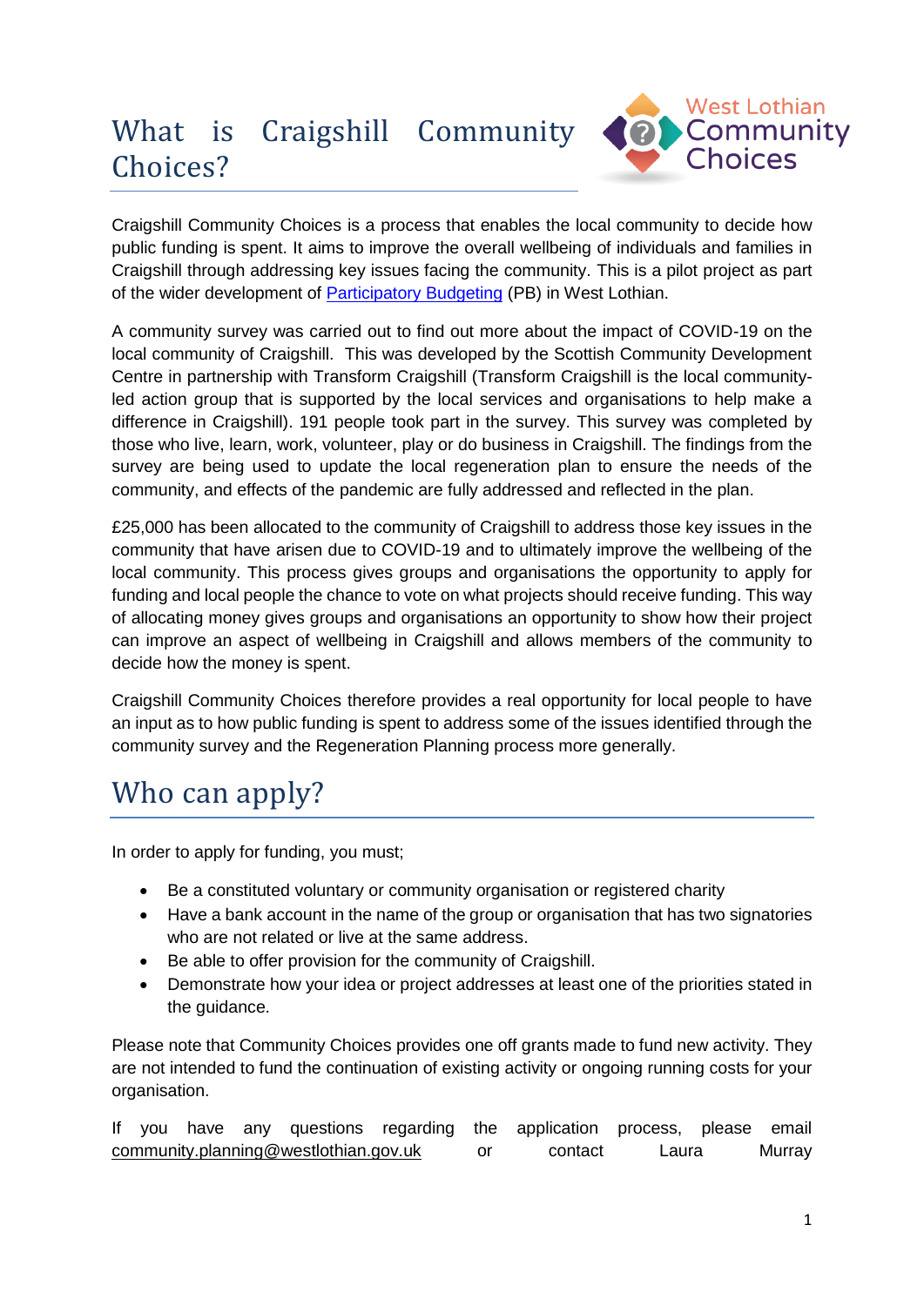# What is Craigshill Community Choices?

Craigshill Community Choices is a process that enables the local community to decide how public funding is spent. It aims to improve the overall wellbeing of individuals and families in Craigshill through addressing key issues facing the community. This is a pilot project as part of the wider development of Participatory Budgeting (PB) in West Lothian.

A community survey was carried out to find out more about the impact of COVID-19 on the local community of Craigshill. This was developed by the Scottish Community Development Centre in partnership with Transform Craigshill (Transform Craigshill is the local community-led action group that is supported by the local services and organisations to help make a difference in Craigshill). 191 people took part in the survey. This survey was completed by those who live, learn, work, volunteer, play or do business in Craigshill. The findings from the survey are being used to update the local regeneration plan to ensure the needs of the community, and effects of the pandemic are fully addressed and reflected in the plan.

£25,000 has been allocated to the community of Craigshill to address those key issues in the community that have arisen due to COVID-19 and to ultimately improve the wellbeing of the local community. This process gives groups and organisations the opportunity to apply for funding and local people the chance to vote on what projects should receive funding. This way of allocating money gives groups and organisations an opportunity to show how their project can improve an aspect of wellbeing in Craigshill and allows members of the community to decide how the money is spent.

Craigshill Community Choices therefore provides a real opportunity for local people to have an input as to how public funding is spent to address some of the issues identified through the community survey and the Regeneration Planning process more generally.

# Who can apply?

In order to apply for funding, you must;

- Be a constituted voluntary or community organisation or registered charity
- Have a bank account in the name of the group or organisation that has two signatories who are not related or live at the same address.
- Be able to offer provision for the community of Craigshill.
- Demonstrate how your idea or project addresses at least one of the priorities stated in the guidance.

Please note that Community Choices provides one off grants made to fund new activity. They are not intended to fund the continuation of existing activity or ongoing running costs for your organisation.

If you have any questions regarding the application process, please email community.planning@westlothian.gov.uk or contact Laura Murray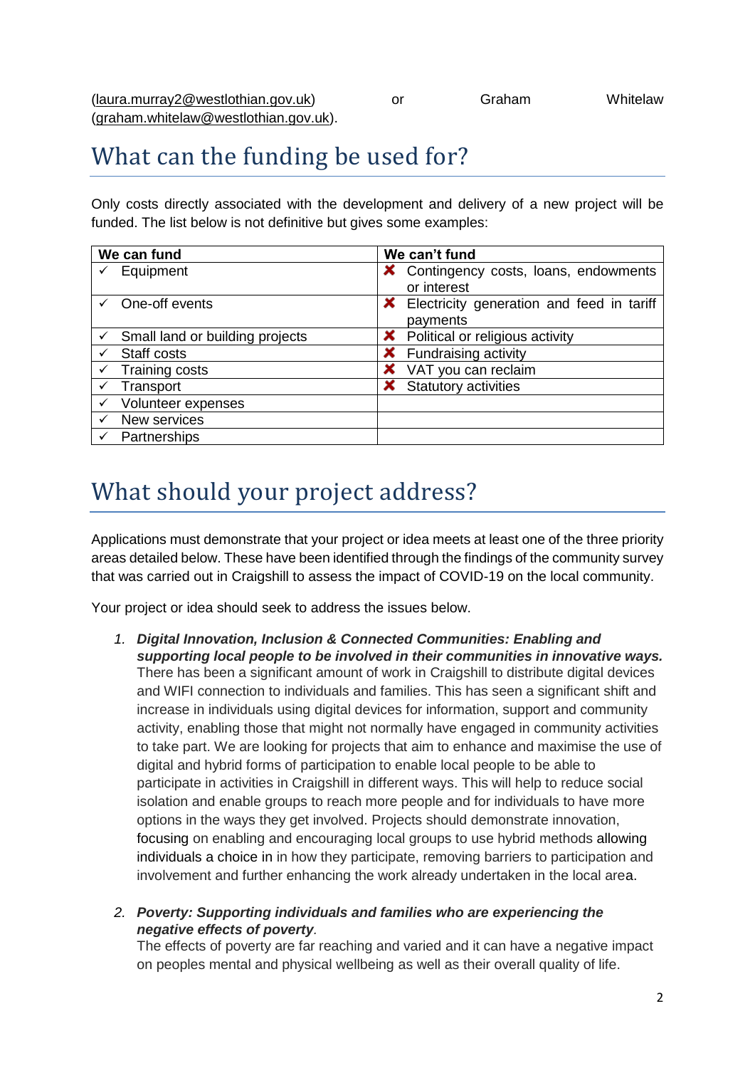(laura.murray2@westlothian.gov.uk) or Graham Whitelaw (graham.whitelaw@westlothian.gov.uk).

## What can the funding be used for?

Only costs directly associated with the development and delivery of a new project will be funded. The list below is not definitive but gives some examples:

| We can fund | We can't fund |
|---|---|
| ✓ Equipment | ✘ Contingency costs, loans, endowments or interest |
| ✓ One-off events | ✘ Electricity generation and feed in tariff payments |
| ✓ Small land or building projects | ✘ Political or religious activity |
| ✓ Staff costs | ✘ Fundraising activity |
| ✓ Training costs | ✘ VAT you can reclaim |
| ✓ Transport | ✘ Statutory activities |
| ✓ Volunteer expenses | |
| ✓ New services | |
| ✓ Partnerships | |

## What should your project address?

Applications must demonstrate that your project or idea meets at least one of the three priority areas detailed below. These have been identified through the findings of the community survey that was carried out in Craigshill to assess the impact of COVID-19 on the local community.

Your project or idea should seek to address the issues below.

1. ***Digital Innovation, Inclusion & Connected Communities: Enabling and supporting local people to be involved in their communities in innovative ways.***
   There has been a significant amount of work in Craigshill to distribute digital devices and WIFI connection to individuals and families. This has seen a significant shift and increase in individuals using digital devices for information, support and community activity, enabling those that might not normally have engaged in community activities to take part. We are looking for projects that aim to enhance and maximise the use of digital and hybrid forms of participation to enable local people to be able to participate in activities in Craigshill in different ways. This will help to reduce social isolation and enable groups to reach more people and for individuals to have more options in the ways they get involved. Projects should demonstrate innovation, focusing on enabling and encouraging local groups to use hybrid methods allowing individuals a choice in in how they participate, removing barriers to participation and involvement and further enhancing the work already undertaken in the local area.

2. ***Poverty: Supporting individuals and families who are experiencing the negative effects of poverty***.
   The effects of poverty are far reaching and varied and it can have a negative impact on peoples mental and physical wellbeing as well as their overall quality of life.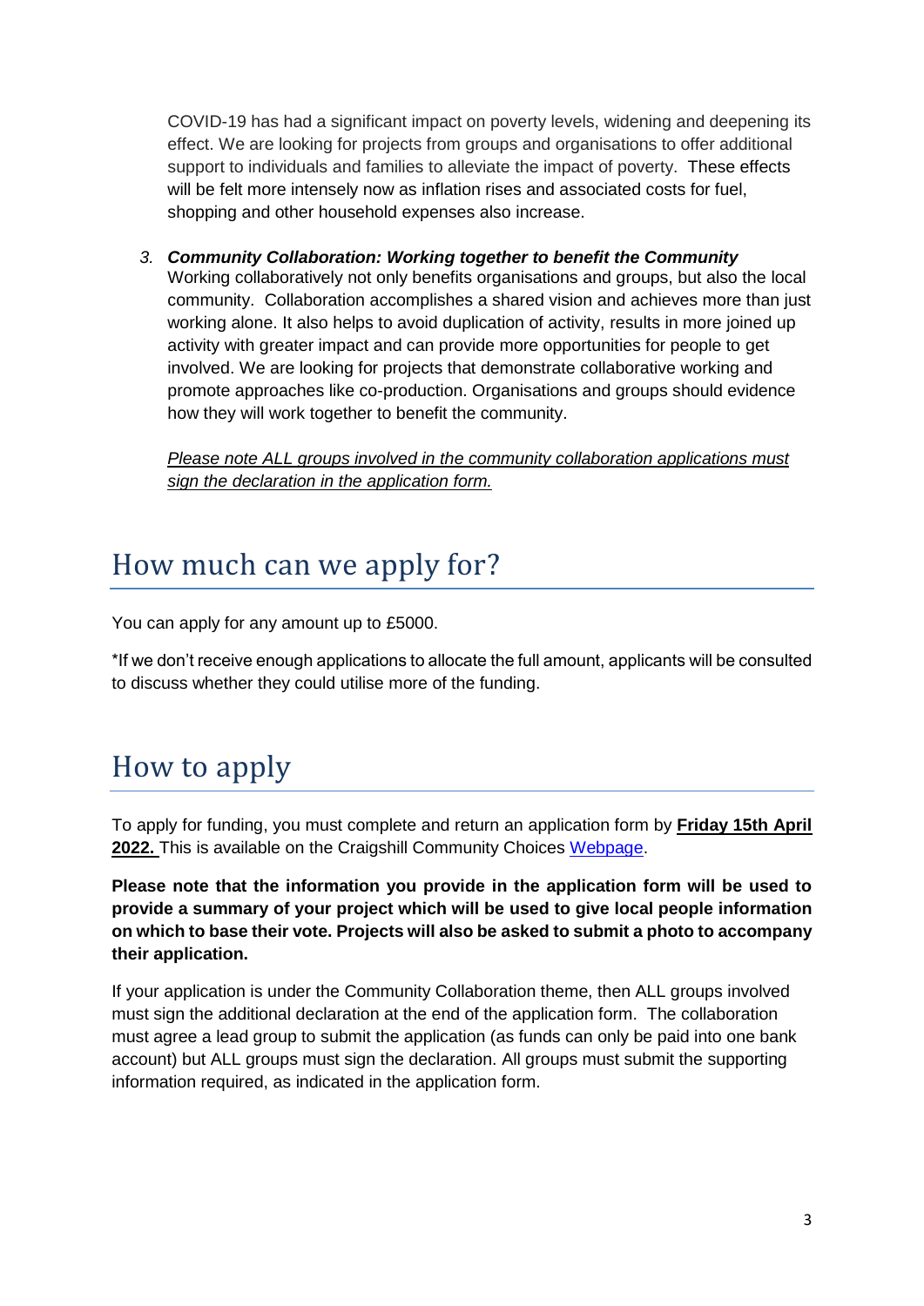COVID-19 has had a significant impact on poverty levels, widening and deepening its effect. We are looking for projects from groups and organisations to offer additional support to individuals and families to alleviate the impact of poverty. These effects will be felt more intensely now as inflation rises and associated costs for fuel, shopping and other household expenses also increase.

3. ***Community Collaboration: Working together to benefit the Community***
   Working collaboratively not only benefits organisations and groups, but also the local community. Collaboration accomplishes a shared vision and achieves more than just working alone. It also helps to avoid duplication of activity, results in more joined up activity with greater impact and can provide more opportunities for people to get involved. We are looking for projects that demonstrate collaborative working and promote approaches like co-production. Organisations and groups should evidence how they will work together to benefit the community.

   *<u>Please note ALL groups involved in the community collaboration applications must sign the declaration in the application form.</u>*

## How much can we apply for?

You can apply for any amount up to £5000.

*If we don't receive enough applications to allocate the full amount, applicants will be consulted to discuss whether they could utilise more of the funding.

## How to apply

To apply for funding, you must complete and return an application form by **<u>Friday 15th April 2022.</u>** This is available on the Craigshill Community Choices Webpage.

**Please note that the information you provide in the application form will be used to provide a summary of your project which will be used to give local people information on which to base their vote. Projects will also be asked to submit a photo to accompany their application.**

If your application is under the Community Collaboration theme, then ALL groups involved must sign the additional declaration at the end of the application form. The collaboration must agree a lead group to submit the application (as funds can only be paid into one bank account) but ALL groups must sign the declaration. All groups must submit the supporting information required, as indicated in the application form.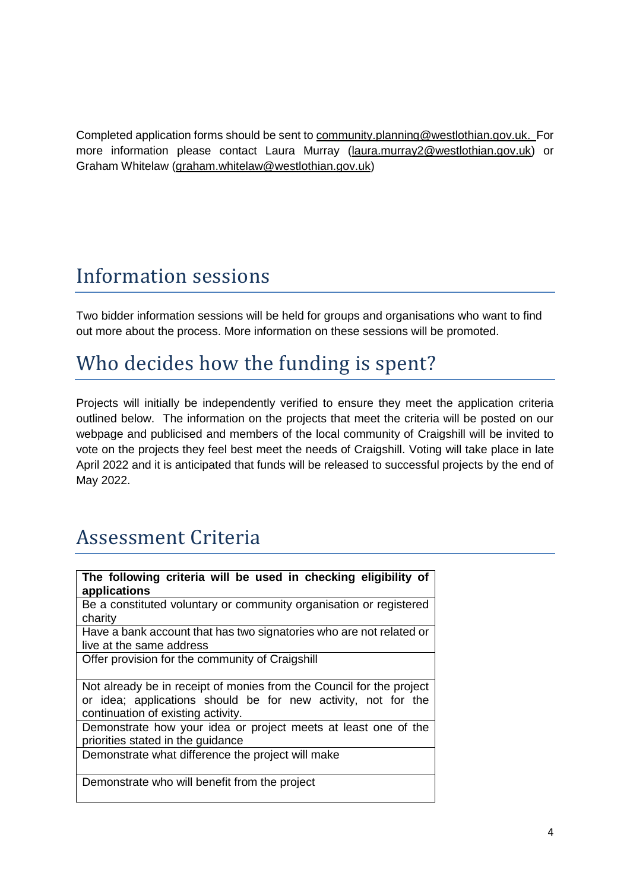Completed application forms should be sent to community.planning@westlothian.gov.uk. For more information please contact Laura Murray (laura.murray2@westlothian.gov.uk) or Graham Whitelaw (graham.whitelaw@westlothian.gov.uk)

## Information sessions

Two bidder information sessions will be held for groups and organisations who want to find out more about the process. More information on these sessions will be promoted.

## Who decides how the funding is spent?

Projects will initially be independently verified to ensure they meet the application criteria outlined below. The information on the projects that meet the criteria will be posted on our webpage and publicised and members of the local community of Craigshill will be invited to vote on the projects they feel best meet the needs of Craigshill. Voting will take place in late April 2022 and it is anticipated that funds will be released to successful projects by the end of May 2022.

## Assessment Criteria

| **The following criteria will be used in checking eligibility of applications** |
| --- |
| Be a constituted voluntary or community organisation or registered charity |
| Have a bank account that has two signatories who are not related or live at the same address |
| Offer provision for the community of Craigshill |
| Not already be in receipt of monies from the Council for the project or idea; applications should be for new activity, not for the continuation of existing activity. |
| Demonstrate how your idea or project meets at least one of the priorities stated in the guidance |
| Demonstrate what difference the project will make |
| Demonstrate who will benefit from the project |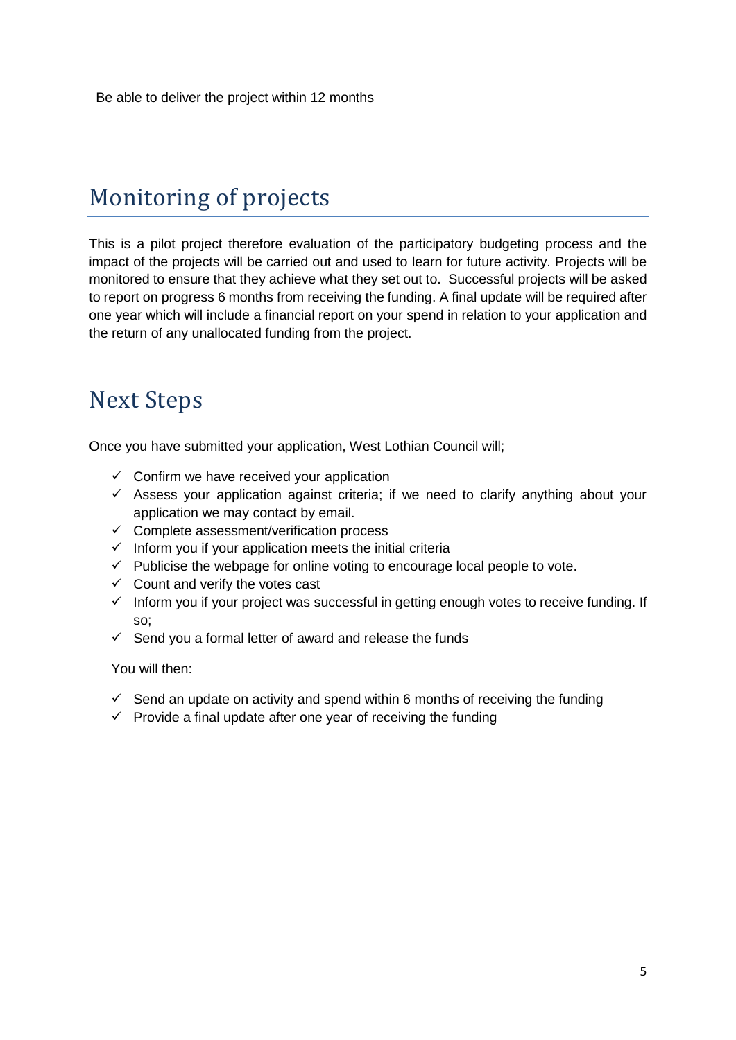| |
|---|
| Be able to deliver the project within 12 months |

## Monitoring of projects

This is a pilot project therefore evaluation of the participatory budgeting process and the impact of the projects will be carried out and used to learn for future activity. Projects will be monitored to ensure that they achieve what they set out to. Successful projects will be asked to report on progress 6 months from receiving the funding. A final update will be required after one year which will include a financial report on your spend in relation to your application and the return of any unallocated funding from the project.

## Next Steps

Once you have submitted your application, West Lothian Council will;

- ✓ Confirm we have received your application
- ✓ Assess your application against criteria; if we need to clarify anything about your application we may contact by email.
- ✓ Complete assessment/verification process
- ✓ Inform you if your application meets the initial criteria
- ✓ Publicise the webpage for online voting to encourage local people to vote.
- ✓ Count and verify the votes cast
- ✓ Inform you if your project was successful in getting enough votes to receive funding. If so;
- ✓ Send you a formal letter of award and release the funds

You will then:

- ✓ Send an update on activity and spend within 6 months of receiving the funding
- ✓ Provide a final update after one year of receiving the funding